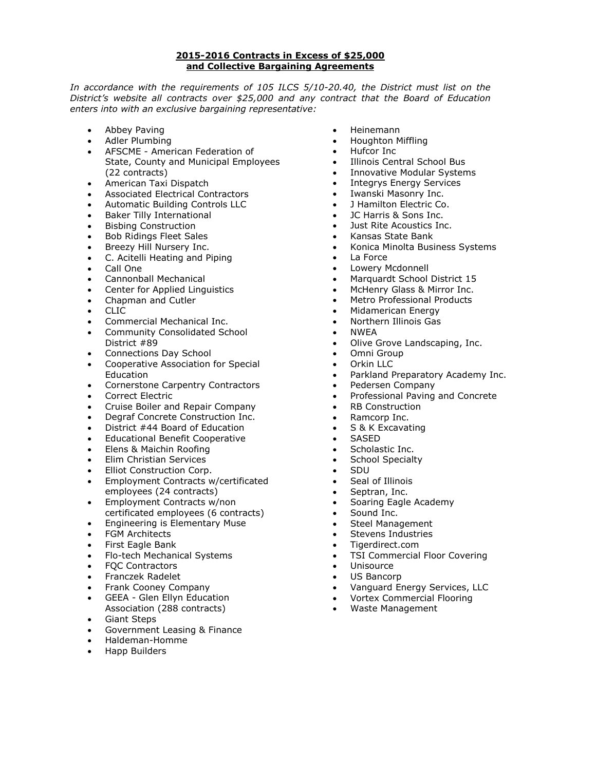**2015-2016 Contracts in Excess of $25,000**
**and Collective Bargaining Agreements**

*In accordance with the requirements of 105 ILCS 5/10-20.40, the District must list on the District's website all contracts over $25,000 and any contract that the Board of Education enters into with an exclusive bargaining representative:*

- Abbey Paving
- Adler Plumbing
- AFSCME - American Federation of State, County and Municipal Employees (22 contracts)
- American Taxi Dispatch
- Associated Electrical Contractors
- Automatic Building Controls LLC
- Baker Tilly International
- Bisbing Construction
- Bob Ridings Fleet Sales
- Breezy Hill Nursery Inc.
- C. Acitelli Heating and Piping
- Call One
- Cannonball Mechanical
- Center for Applied Linguistics
- Chapman and Cutler
- CLIC
- Commercial Mechanical Inc.
- Community Consolidated School District #89
- Connections Day School
- Cooperative Association for Special Education
- Cornerstone Carpentry Contractors
- Correct Electric
- Cruise Boiler and Repair Company
- Degraf Concrete Construction Inc.
- District #44 Board of Education
- Educational Benefit Cooperative
- Elens & Maichin Roofing
- Elim Christian Services
- Elliot Construction Corp.
- Employment Contracts w/certificated employees (24 contracts)
- Employment Contracts w/non certificated employees (6 contracts)
- Engineering is Elementary Muse
- FGM Architects
- First Eagle Bank
- Flo-tech Mechanical Systems
- FQC Contractors
- Franczek Radelet
- Frank Cooney Company
- GEEA - Glen Ellyn Education Association (288 contracts)
- Giant Steps
- Government Leasing & Finance
- Haldeman-Homme
- Happ Builders
- Heinemann
- Houghton Miffling
- Hufcor Inc
- Illinois Central School Bus
- Innovative Modular Systems
- Integrys Energy Services
- Iwanski Masonry Inc.
- J Hamilton Electric Co.
- JC Harris & Sons Inc.
- Just Rite Acoustics Inc.
- Kansas State Bank
- Konica Minolta Business Systems
- La Force
- Lowery Mcdonnell
- Marquardt School District 15
- McHenry Glass & Mirror Inc.
- Metro Professional Products
- Midamerican Energy
- Northern Illinois Gas
- NWEA
- Olive Grove Landscaping, Inc.
- Omni Group
- Orkin LLC
- Parkland Preparatory Academy Inc.
- Pedersen Company
- Professional Paving and Concrete
- RB Construction
- Ramcorp Inc.
- S & K Excavating
- SASED
- Scholastic Inc.
- School Specialty
- SDU
- Seal of Illinois
- Septran, Inc.
- Soaring Eagle Academy
- Sound Inc.
- Steel Management
- Stevens Industries
- Tigerdirect.com
- TSI Commercial Floor Covering
- Unisource
- US Bancorp
- Vanguard Energy Services, LLC
- Vortex Commercial Flooring
- Waste Management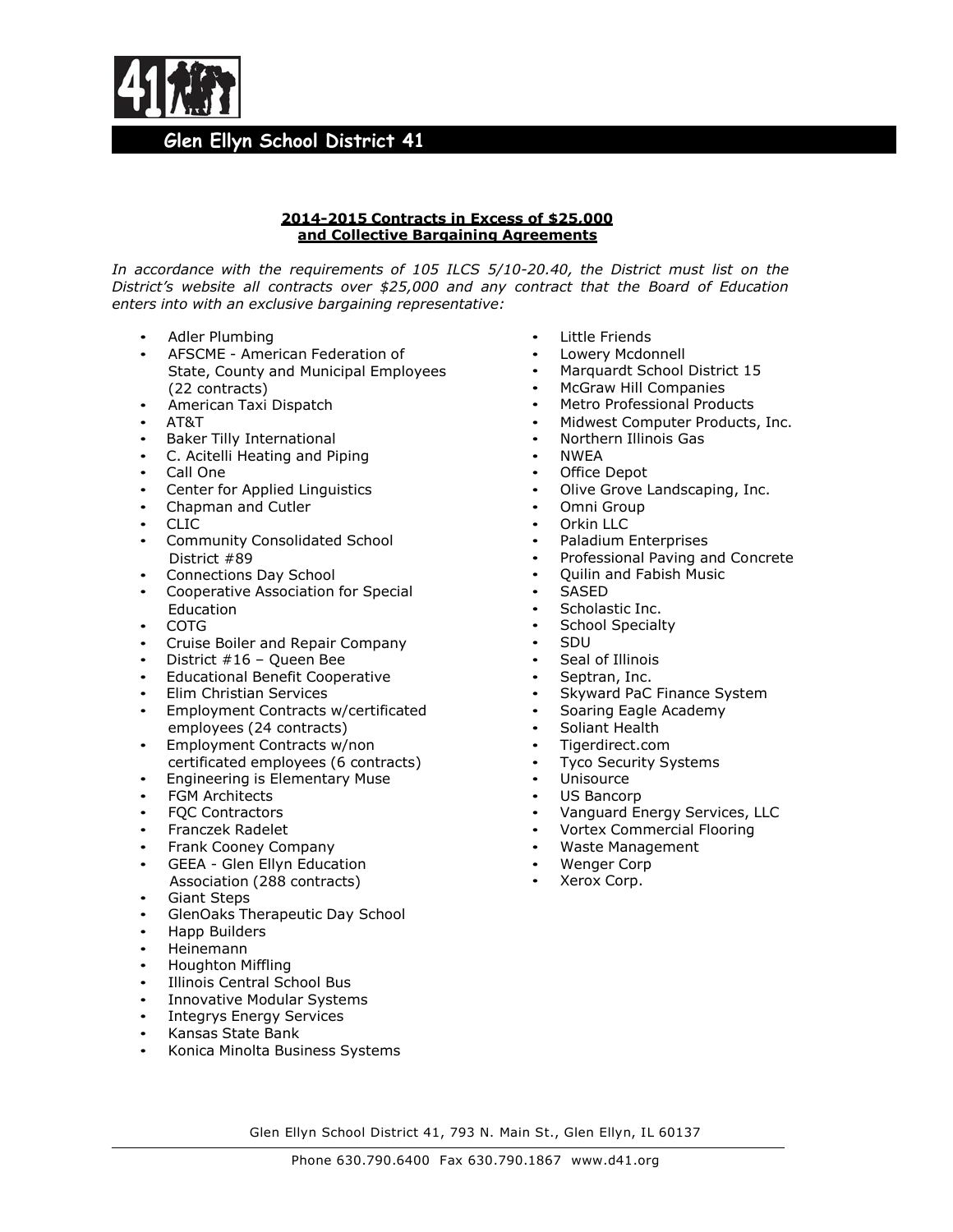## Glen Ellyn School District 41

**2014-2015 Contracts in Excess of $25,000**
**and Collective Bargaining Agreements**

*In accordance with the requirements of 105 ILCS 5/10-20.40, the District must list on the District's website all contracts over $25,000 and any contract that the Board of Education enters into with an exclusive bargaining representative:*

- Adler Plumbing
- AFSCME - American Federation of State, County and Municipal Employees (22 contracts)
- American Taxi Dispatch
- AT&T
- Baker Tilly International
- C. Acitelli Heating and Piping
- Call One
- Center for Applied Linguistics
- Chapman and Cutler
- CLIC
- Community Consolidated School District #89
- Connections Day School
- Cooperative Association for Special Education
- COTG
- Cruise Boiler and Repair Company
- District #16 – Queen Bee
- Educational Benefit Cooperative
- Elim Christian Services
- Employment Contracts w/certificated employees (24 contracts)
- Employment Contracts w/non certificated employees (6 contracts)
- Engineering is Elementary Muse
- FGM Architects
- FQC Contractors
- Franczek Radelet
- Frank Cooney Company
- GEEA - Glen Ellyn Education Association (288 contracts)
- Giant Steps
- GlenOaks Therapeutic Day School
- Happ Builders
- Heinemann
- Houghton Miffling
- Illinois Central School Bus
- Innovative Modular Systems
- Integrys Energy Services
- Kansas State Bank
- Konica Minolta Business Systems
- Little Friends
- Lowery Mcdonnell
- Marquardt School District 15
- McGraw Hill Companies
- Metro Professional Products
- Midwest Computer Products, Inc.
- Northern Illinois Gas
- NWEA
- Office Depot
- Olive Grove Landscaping, Inc.
- Omni Group
- Orkin LLC
- Paladium Enterprises
- Professional Paving and Concrete
- Quilin and Fabish Music
- SASED
- Scholastic Inc.
- School Specialty
- SDU
- Seal of Illinois
- Septran, Inc.
- Skyward PaC Finance System
- Soaring Eagle Academy
- Soliant Health
- Tigerdirect.com
- Tyco Security Systems
- Unisource
- US Bancorp
- Vanguard Energy Services, LLC
- Vortex Commercial Flooring
- Waste Management
- Wenger Corp
- Xerox Corp.

Glen Ellyn School District 41, 793 N. Main St., Glen Ellyn, IL 60137

Phone 630.790.6400 Fax 630.790.1867 www.d41.org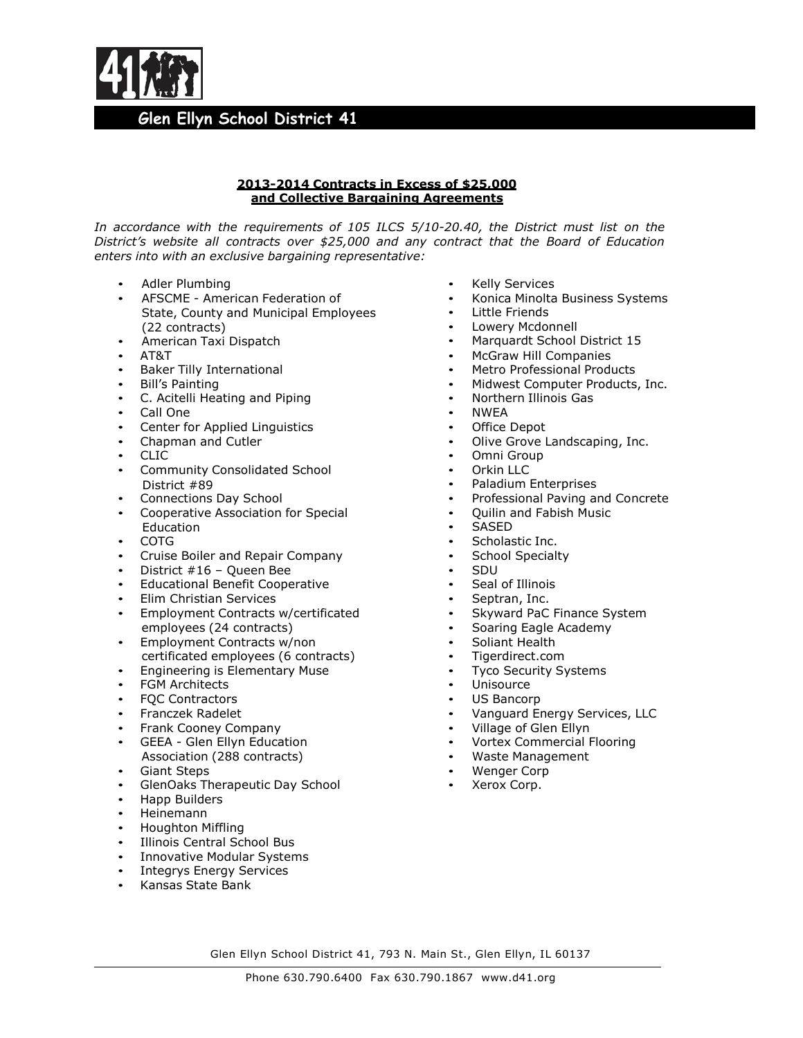# Glen Ellyn School District 41

## 2013-2014 Contracts in Excess of $25,000 and Collective Bargaining Agreements

*In accordance with the requirements of 105 ILCS 5/10-20.40, the District must list on the District's website all contracts over $25,000 and any contract that the Board of Education enters into with an exclusive bargaining representative:*

- Adler Plumbing
- AFSCME - American Federation of State, County and Municipal Employees (22 contracts)
- American Taxi Dispatch
- AT&T
- Baker Tilly International
- Bill's Painting
- C. Acitelli Heating and Piping
- Call One
- Center for Applied Linguistics
- Chapman and Cutler
- CLIC
- Community Consolidated School District #89
- Connections Day School
- Cooperative Association for Special Education
- COTG
- Cruise Boiler and Repair Company
- District #16 – Queen Bee
- Educational Benefit Cooperative
- Elim Christian Services
- Employment Contracts w/certificated employees (24 contracts)
- Employment Contracts w/non certificated employees (6 contracts)
- Engineering is Elementary Muse
- FGM Architects
- FQC Contractors
- Franczek Radelet
- Frank Cooney Company
- GEEA - Glen Ellyn Education Association (288 contracts)
- Giant Steps
- GlenOaks Therapeutic Day School
- Happ Builders
- Heinemann
- Houghton Miffling
- Illinois Central School Bus
- Innovative Modular Systems
- Integrys Energy Services
- Kansas State Bank
- Kelly Services
- Konica Minolta Business Systems
- Little Friends
- Lowery Mcdonnell
- Marquardt School District 15
- McGraw Hill Companies
- Metro Professional Products
- Midwest Computer Products, Inc.
- Northern Illinois Gas
- NWEA
- Office Depot
- Olive Grove Landscaping, Inc.
- Omni Group
- Orkin LLC
- Paladium Enterprises
- Professional Paving and Concrete
- Quilin and Fabish Music
- SASED
- Scholastic Inc.
- School Specialty
- SDU
- Seal of Illinois
- Septran, Inc.
- Skyward PaC Finance System
- Soaring Eagle Academy
- Soliant Health
- Tigerdirect.com
- Tyco Security Systems
- Unisource
- US Bancorp
- Vanguard Energy Services, LLC
- Village of Glen Ellyn
- Vortex Commercial Flooring
- Waste Management
- Wenger Corp
- Xerox Corp.

Glen Ellyn School District 41, 793 N. Main St., Glen Ellyn, IL 60137

Phone 630.790.6400 Fax 630.790.1867 www.d41.org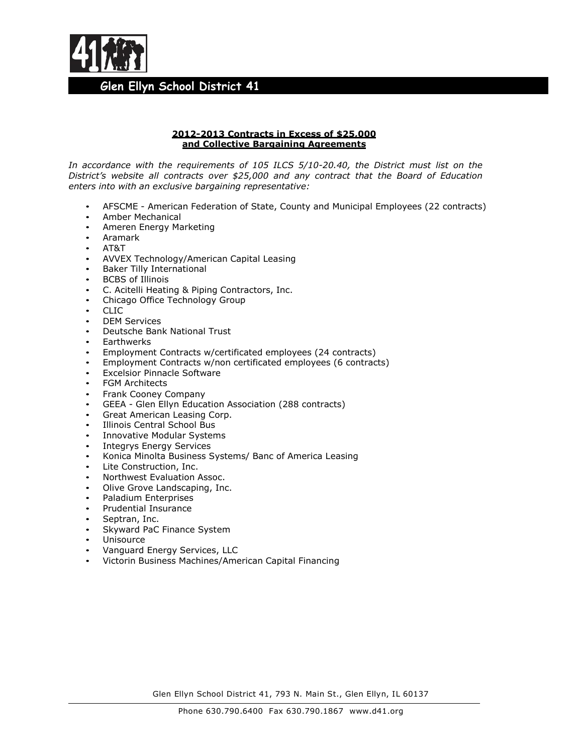# Glen Ellyn School District 41

**2012-2013 Contracts in Excess of $25,000**
**and Collective Bargaining Agreements**

*In accordance with the requirements of 105 ILCS 5/10-20.40, the District must list on the District's website all contracts over $25,000 and any contract that the Board of Education enters into with an exclusive bargaining representative:*

- AFSCME - American Federation of State, County and Municipal Employees (22 contracts)
- Amber Mechanical
- Ameren Energy Marketing
- Aramark
- AT&T
- AVVEX Technology/American Capital Leasing
- Baker Tilly International
- BCBS of Illinois
- C. Acitelli Heating & Piping Contractors, Inc.
- Chicago Office Technology Group
- CLIC
- DEM Services
- Deutsche Bank National Trust
- Earthwerks
- Employment Contracts w/certificated employees (24 contracts)
- Employment Contracts w/non certificated employees (6 contracts)
- Excelsior Pinnacle Software
- FGM Architects
- Frank Cooney Company
- GEEA - Glen Ellyn Education Association (288 contracts)
- Great American Leasing Corp.
- Illinois Central School Bus
- Innovative Modular Systems
- Integrys Energy Services
- Konica Minolta Business Systems/ Banc of America Leasing
- Lite Construction, Inc.
- Northwest Evaluation Assoc.
- Olive Grove Landscaping, Inc.
- Paladium Enterprises
- Prudential Insurance
- Septran, Inc.
- Skyward PaC Finance System
- Unisource
- Vanguard Energy Services, LLC
- Victorin Business Machines/American Capital Financing

Glen Ellyn School District 41, 793 N. Main St., Glen Ellyn, IL 60137

Phone 630.790.6400 Fax 630.790.1867 www.d41.org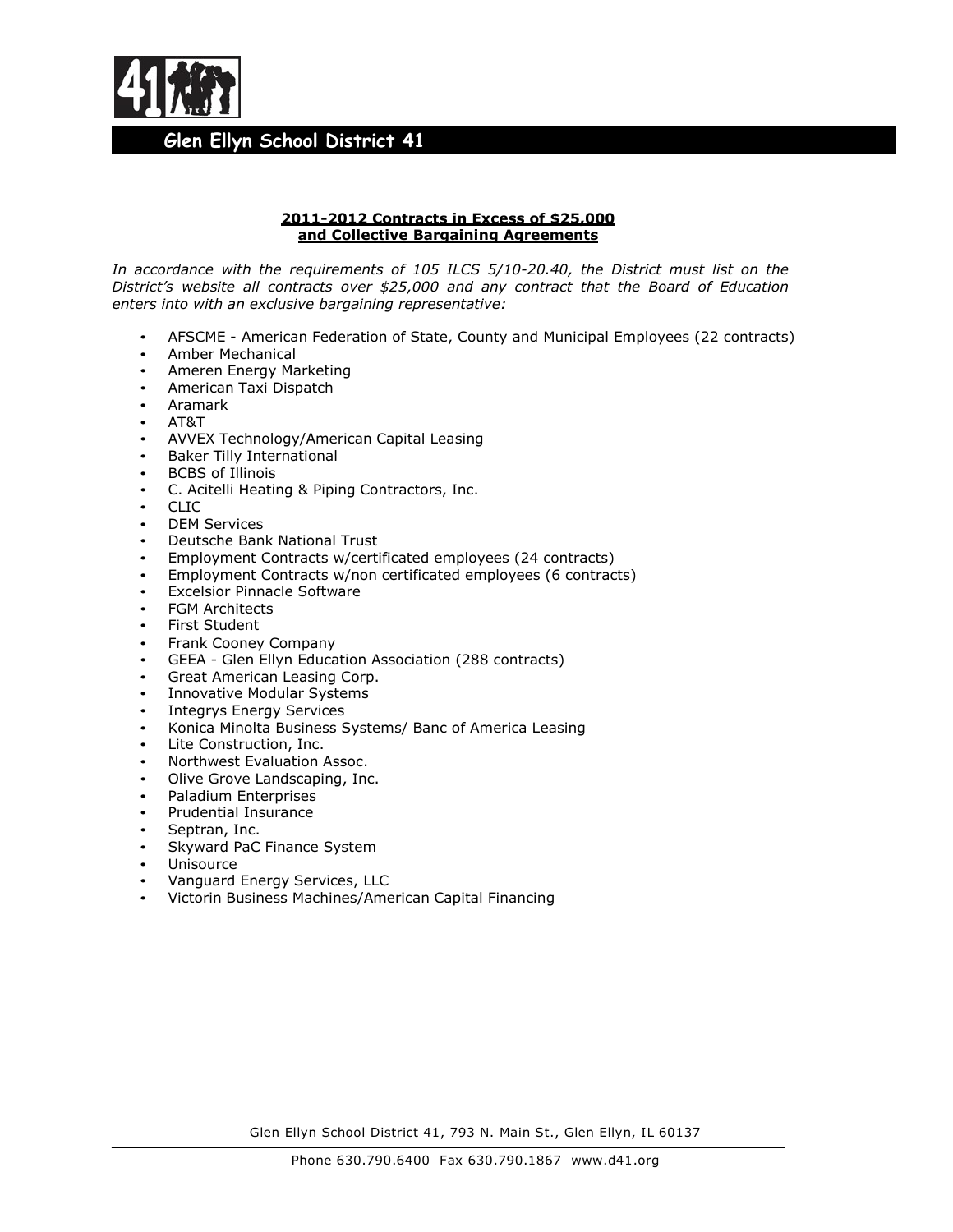# Glen Ellyn School District 41

**2011-2012 Contracts in Excess of $25,000**
**and Collective Bargaining Agreements**

*In accordance with the requirements of 105 ILCS 5/10-20.40, the District must list on the District's website all contracts over $25,000 and any contract that the Board of Education enters into with an exclusive bargaining representative:*

- AFSCME - American Federation of State, County and Municipal Employees (22 contracts)
- Amber Mechanical
- Ameren Energy Marketing
- American Taxi Dispatch
- Aramark
- AT&T
- AVVEX Technology/American Capital Leasing
- Baker Tilly International
- BCBS of Illinois
- C. Acitelli Heating & Piping Contractors, Inc.
- CLIC
- DEM Services
- Deutsche Bank National Trust
- Employment Contracts w/certificated employees (24 contracts)
- Employment Contracts w/non certificated employees (6 contracts)
- Excelsior Pinnacle Software
- FGM Architects
- First Student
- Frank Cooney Company
- GEEA - Glen Ellyn Education Association (288 contracts)
- Great American Leasing Corp.
- Innovative Modular Systems
- Integrys Energy Services
- Konica Minolta Business Systems/ Banc of America Leasing
- Lite Construction, Inc.
- Northwest Evaluation Assoc.
- Olive Grove Landscaping, Inc.
- Paladium Enterprises
- Prudential Insurance
- Septran, Inc.
- Skyward PaC Finance System
- Unisource
- Vanguard Energy Services, LLC
- Victorin Business Machines/American Capital Financing

Glen Ellyn School District 41, 793 N. Main St., Glen Ellyn, IL 60137

Phone 630.790.6400 Fax 630.790.1867 www.d41.org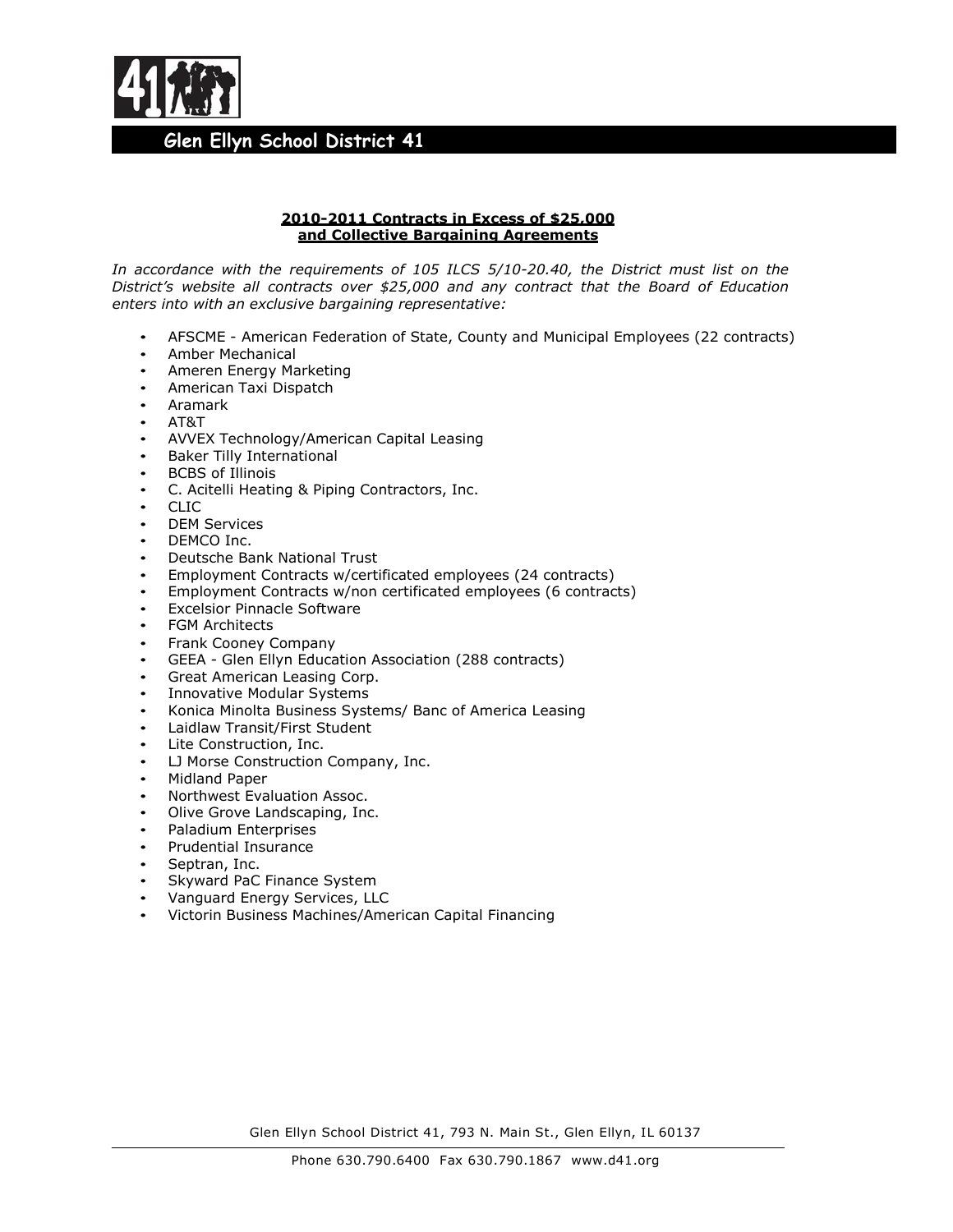# Glen Ellyn School District 41

## 2010-2011 Contracts in Excess of $25,000 and Collective Bargaining Agreements

*In accordance with the requirements of 105 ILCS 5/10-20.40, the District must list on the District's website all contracts over $25,000 and any contract that the Board of Education enters into with an exclusive bargaining representative:*

- AFSCME - American Federation of State, County and Municipal Employees (22 contracts)
- Amber Mechanical
- Ameren Energy Marketing
- American Taxi Dispatch
- Aramark
- AT&T
- AVVEX Technology/American Capital Leasing
- Baker Tilly International
- BCBS of Illinois
- C. Acitelli Heating & Piping Contractors, Inc.
- CLIC
- DEM Services
- DEMCO Inc.
- Deutsche Bank National Trust
- Employment Contracts w/certificated employees (24 contracts)
- Employment Contracts w/non certificated employees (6 contracts)
- Excelsior Pinnacle Software
- FGM Architects
- Frank Cooney Company
- GEEA - Glen Ellyn Education Association (288 contracts)
- Great American Leasing Corp.
- Innovative Modular Systems
- Konica Minolta Business Systems/ Banc of America Leasing
- Laidlaw Transit/First Student
- Lite Construction, Inc.
- LJ Morse Construction Company, Inc.
- Midland Paper
- Northwest Evaluation Assoc.
- Olive Grove Landscaping, Inc.
- Paladium Enterprises
- Prudential Insurance
- Septran, Inc.
- Skyward PaC Finance System
- Vanguard Energy Services, LLC
- Victorin Business Machines/American Capital Financing

Glen Ellyn School District 41, 793 N. Main St., Glen Ellyn, IL 60137

Phone 630.790.6400 Fax 630.790.1867 www.d41.org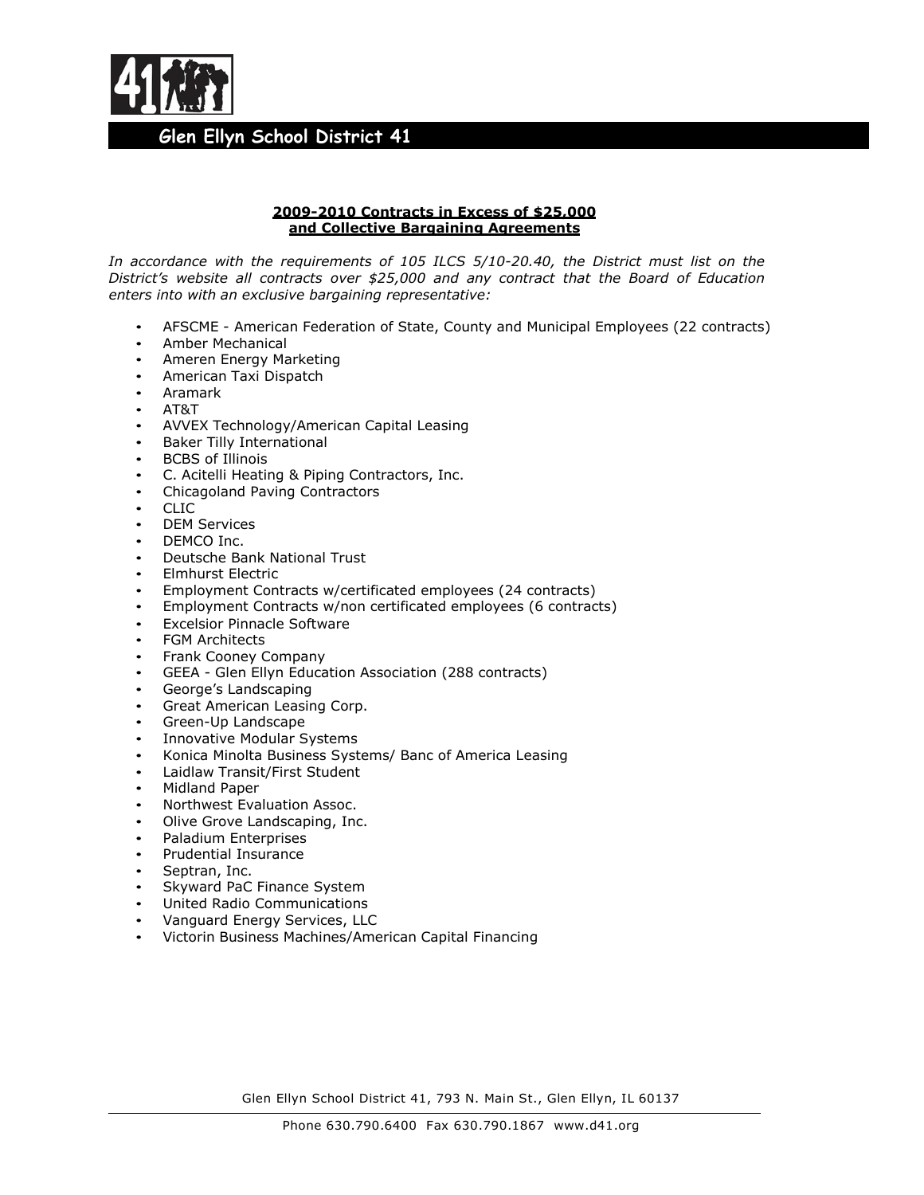# Glen Ellyn School District 41

## 2009-2010 Contracts in Excess of $25,000 and Collective Bargaining Agreements

*In accordance with the requirements of 105 ILCS 5/10-20.40, the District must list on the District's website all contracts over $25,000 and any contract that the Board of Education enters into with an exclusive bargaining representative:*

- AFSCME - American Federation of State, County and Municipal Employees (22 contracts)
- Amber Mechanical
- Ameren Energy Marketing
- American Taxi Dispatch
- Aramark
- AT&T
- AVVEX Technology/American Capital Leasing
- Baker Tilly International
- BCBS of Illinois
- C. Acitelli Heating & Piping Contractors, Inc.
- Chicagoland Paving Contractors
- CLIC
- DEM Services
- DEMCO Inc.
- Deutsche Bank National Trust
- Elmhurst Electric
- Employment Contracts w/certificated employees (24 contracts)
- Employment Contracts w/non certificated employees (6 contracts)
- Excelsior Pinnacle Software
- FGM Architects
- Frank Cooney Company
- GEEA - Glen Ellyn Education Association (288 contracts)
- George's Landscaping
- Great American Leasing Corp.
- Green-Up Landscape
- Innovative Modular Systems
- Konica Minolta Business Systems/ Banc of America Leasing
- Laidlaw Transit/First Student
- Midland Paper
- Northwest Evaluation Assoc.
- Olive Grove Landscaping, Inc.
- Paladium Enterprises
- Prudential Insurance
- Septran, Inc.
- Skyward PaC Finance System
- United Radio Communications
- Vanguard Energy Services, LLC
- Victorin Business Machines/American Capital Financing

Glen Ellyn School District 41, 793 N. Main St., Glen Ellyn, IL 60137

Phone 630.790.6400 Fax 630.790.1867 www.d41.org